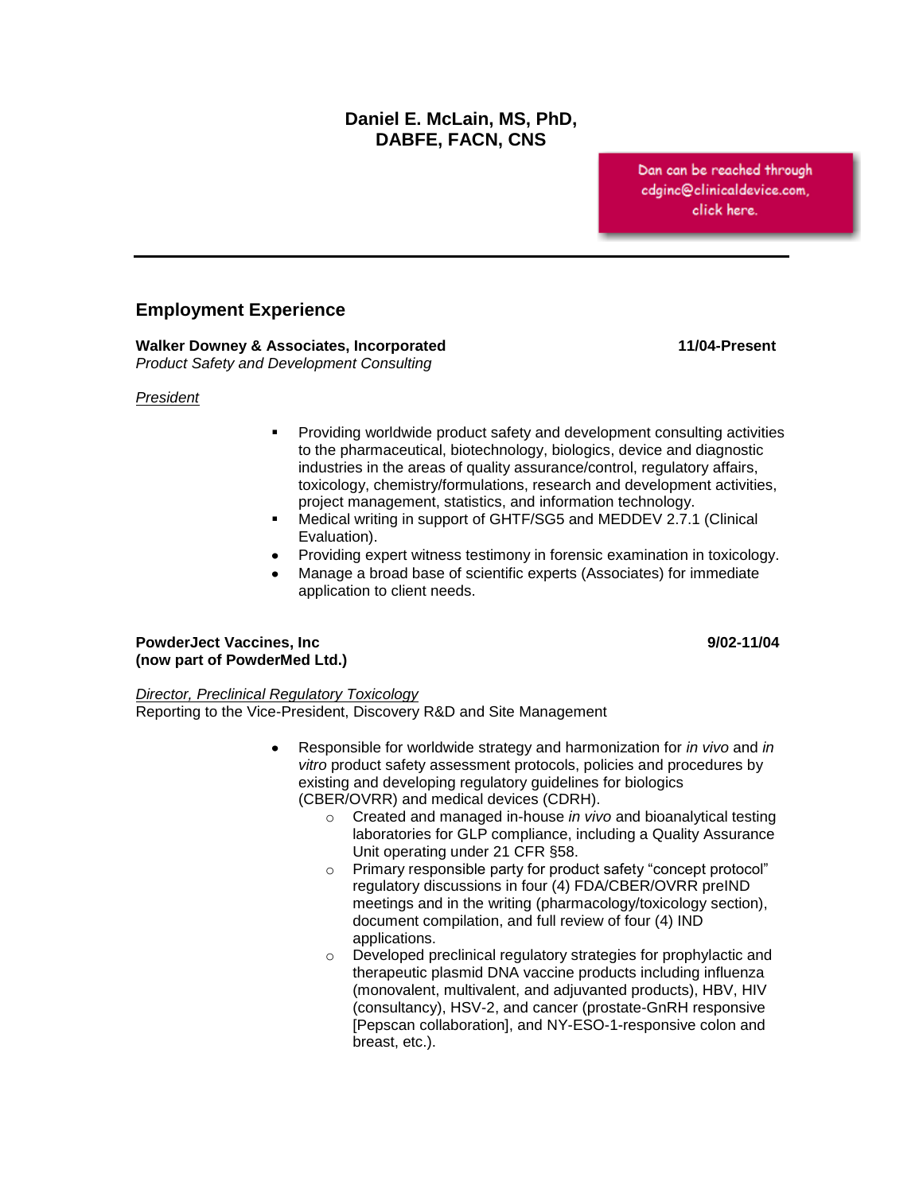# Daniel E. McLain, MS, PhD, DABFE, FACN, CNS

Dan can be reached through cdginc@clinicaldevice.com, click here.

---

## Employment Experience

**Walker Downey & Associates, Incorporated** **11/04-Present**
*Product Safety and Development Consulting*

*President*

- Providing worldwide product safety and development consulting activities to the pharmaceutical, biotechnology, biologics, device and diagnostic industries in the areas of quality assurance/control, regulatory affairs, toxicology, chemistry/formulations, research and development activities, project management, statistics, and information technology.
- Medical writing in support of GHTF/SG5 and MEDDEV 2.7.1 (Clinical Evaluation).
- Providing expert witness testimony in forensic examination in toxicology.
- Manage a broad base of scientific experts (Associates) for immediate application to client needs.

**PowderJect Vaccines, Inc** **9/02-11/04**
**(now part of PowderMed Ltd.)**

*Director, Preclinical Regulatory Toxicology*
Reporting to the Vice-President, Discovery R&D and Site Management

- Responsible for worldwide strategy and harmonization for *in vivo* and *in vitro* product safety assessment protocols, policies and procedures by existing and developing regulatory guidelines for biologics (CBER/OVRR) and medical devices (CDRH).
  - Created and managed in-house *in vivo* and bioanalytical testing laboratories for GLP compliance, including a Quality Assurance Unit operating under 21 CFR §58.
  - Primary responsible party for product safety "concept protocol" regulatory discussions in four (4) FDA/CBER/OVRR preIND meetings and in the writing (pharmacology/toxicology section), document compilation, and full review of four (4) IND applications.
  - Developed preclinical regulatory strategies for prophylactic and therapeutic plasmid DNA vaccine products including influenza (monovalent, multivalent, and adjuvanted products), HBV, HIV (consultancy), HSV-2, and cancer (prostate-GnRH responsive [Pepscan collaboration], and NY-ESO-1-responsive colon and breast, etc.).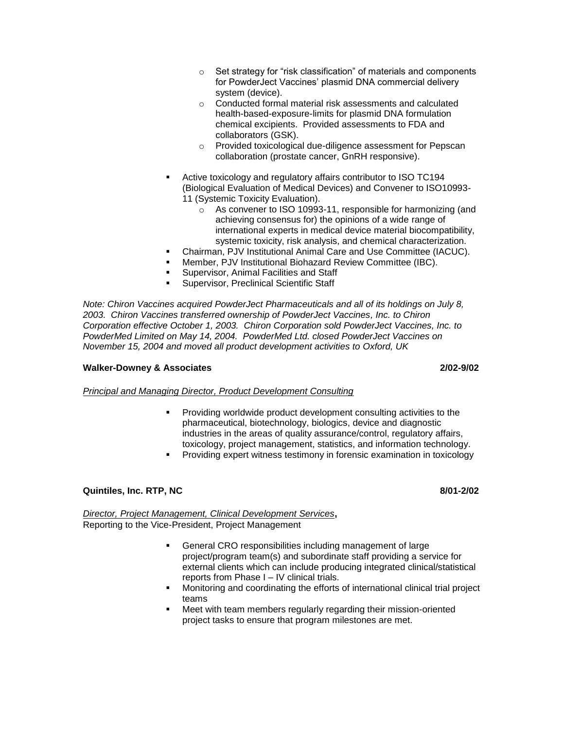- Set strategy for "risk classification" of materials and components for PowderJect Vaccines' plasmid DNA commercial delivery system (device).
  - Conducted formal material risk assessments and calculated health-based-exposure-limits for plasmid DNA formulation chemical excipients. Provided assessments to FDA and collaborators (GSK).
  - Provided toxicological due-diligence assessment for Pepscan collaboration (prostate cancer, GnRH responsive).

- Active toxicology and regulatory affairs contributor to ISO TC194 (Biological Evaluation of Medical Devices) and Convener to ISO10993-11 (Systemic Toxicity Evaluation).
  - As convener to ISO 10993-11, responsible for harmonizing (and achieving consensus for) the opinions of a wide range of international experts in medical device material biocompatibility, systemic toxicity, risk analysis, and chemical characterization.
- Chairman, PJV Institutional Animal Care and Use Committee (IACUC).
- Member, PJV Institutional Biohazard Review Committee (IBC).
- Supervisor, Animal Facilities and Staff
- Supervisor, Preclinical Scientific Staff

*Note: Chiron Vaccines acquired PowderJect Pharmaceuticals and all of its holdings on July 8, 2003. Chiron Vaccines transferred ownership of PowderJect Vaccines, Inc. to Chiron Corporation effective October 1, 2003. Chiron Corporation sold PowderJect Vaccines, Inc. to PowderMed Limited on May 14, 2004. PowderMed Ltd. closed PowderJect Vaccines on November 15, 2004 and moved all product development activities to Oxford, UK*

**Walker-Downey & Associates** **2/02-9/02**

*Principal and Managing Director, Product Development Consulting*

- Providing worldwide product development consulting activities to the pharmaceutical, biotechnology, biologics, device and diagnostic industries in the areas of quality assurance/control, regulatory affairs, toxicology, project management, statistics, and information technology.
- Providing expert witness testimony in forensic examination in toxicology

**Quintiles, Inc. RTP, NC** **8/01-2/02**

*Director, Project Management, Clinical Development Services*,
Reporting to the Vice-President, Project Management

- General CRO responsibilities including management of large project/program team(s) and subordinate staff providing a service for external clients which can include producing integrated clinical/statistical reports from Phase I – IV clinical trials.
- Monitoring and coordinating the efforts of international clinical trial project teams
- Meet with team members regularly regarding their mission-oriented project tasks to ensure that program milestones are met.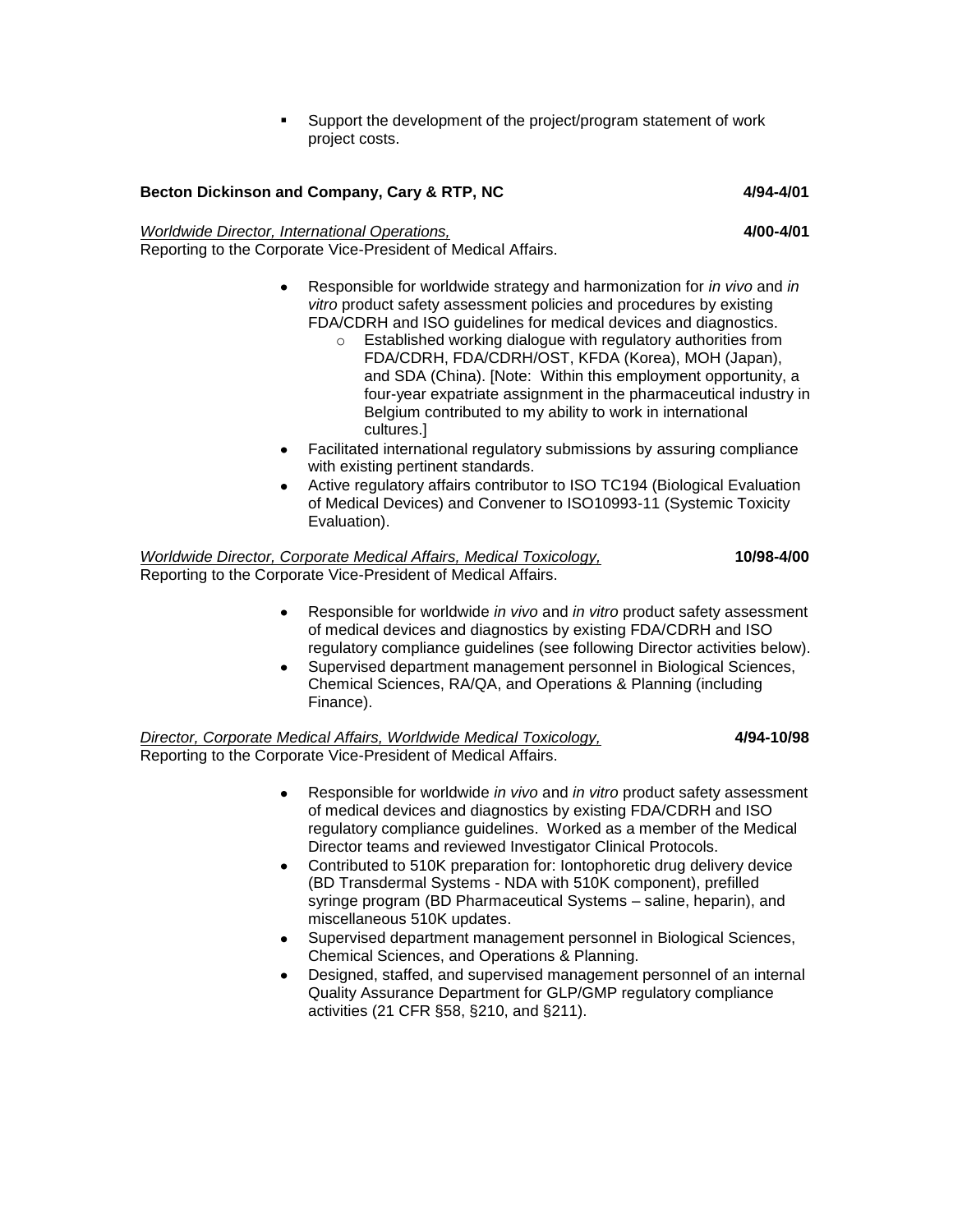- Support the development of the project/program statement of work project costs.

**Becton Dickinson and Company, Cary & RTP, NC** **4/94-4/01**

*Worldwide Director, International Operations,* **4/00-4/01**
Reporting to the Corporate Vice-President of Medical Affairs.

- Responsible for worldwide strategy and harmonization for *in vivo* and *in vitro* product safety assessment policies and procedures by existing FDA/CDRH and ISO guidelines for medical devices and diagnostics.
    - Established working dialogue with regulatory authorities from FDA/CDRH, FDA/CDRH/OST, KFDA (Korea), MOH (Japan), and SDA (China). [Note: Within this employment opportunity, a four-year expatriate assignment in the pharmaceutical industry in Belgium contributed to my ability to work in international cultures.]
- Facilitated international regulatory submissions by assuring compliance with existing pertinent standards.
- Active regulatory affairs contributor to ISO TC194 (Biological Evaluation of Medical Devices) and Convener to ISO10993-11 (Systemic Toxicity Evaluation).

*Worldwide Director, Corporate Medical Affairs, Medical Toxicology,* **10/98-4/00**
Reporting to the Corporate Vice-President of Medical Affairs.

- Responsible for worldwide *in vivo* and *in vitro* product safety assessment of medical devices and diagnostics by existing FDA/CDRH and ISO regulatory compliance guidelines (see following Director activities below).
- Supervised department management personnel in Biological Sciences, Chemical Sciences, RA/QA, and Operations & Planning (including Finance).

*Director, Corporate Medical Affairs, Worldwide Medical Toxicology,* **4/94-10/98**
Reporting to the Corporate Vice-President of Medical Affairs.

- Responsible for worldwide *in vivo* and *in vitro* product safety assessment of medical devices and diagnostics by existing FDA/CDRH and ISO regulatory compliance guidelines. Worked as a member of the Medical Director teams and reviewed Investigator Clinical Protocols.
- Contributed to 510K preparation for: Iontophoretic drug delivery device (BD Transdermal Systems - NDA with 510K component), prefilled syringe program (BD Pharmaceutical Systems – saline, heparin), and miscellaneous 510K updates.
- Supervised department management personnel in Biological Sciences, Chemical Sciences, and Operations & Planning.
- Designed, staffed, and supervised management personnel of an internal Quality Assurance Department for GLP/GMP regulatory compliance activities (21 CFR §58, §210, and §211).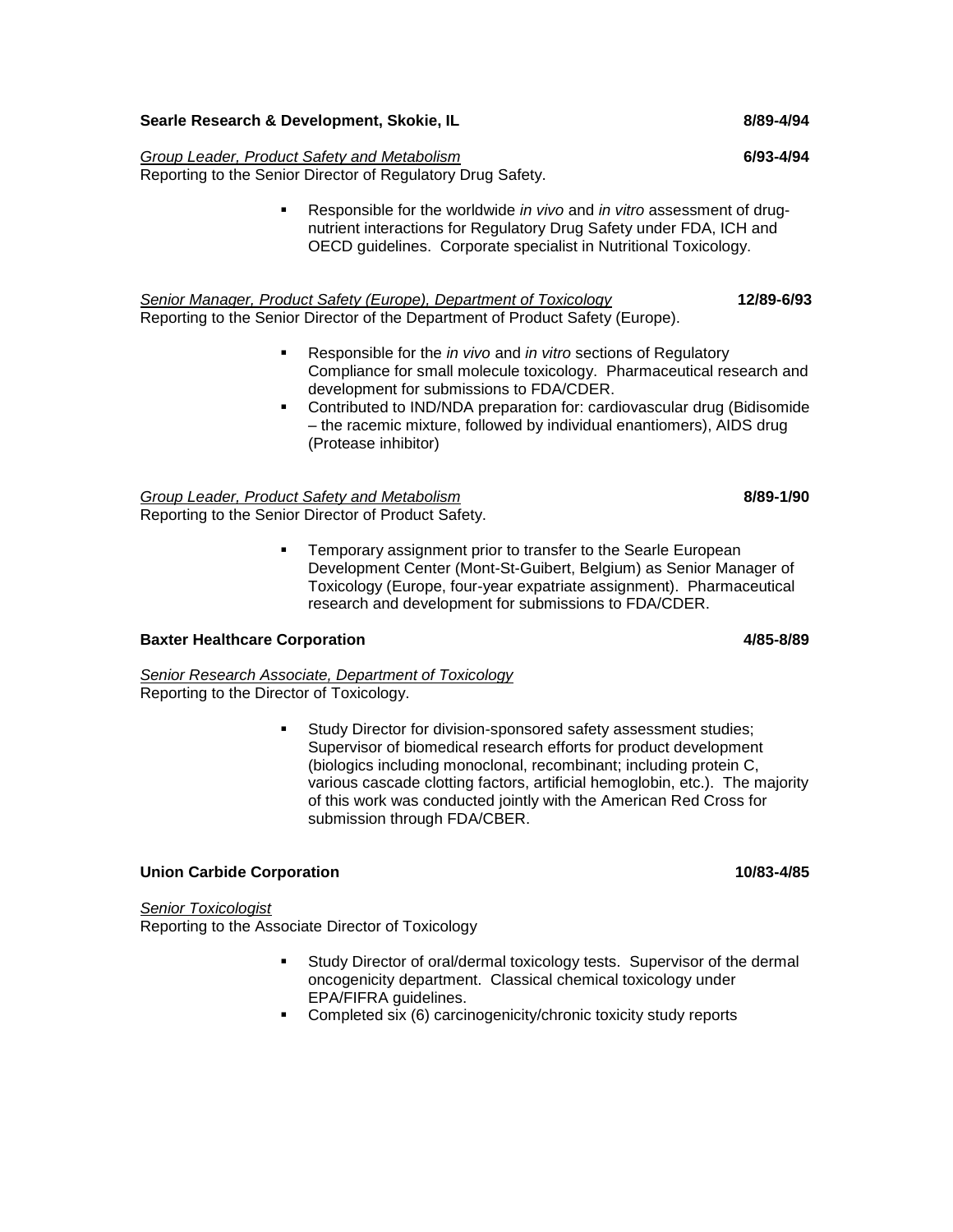**Searle Research & Development, Skokie, IL** **8/89-4/94**

*<u>Group Leader, Product Safety and Metabolism</u>* **6/93-4/94**
Reporting to the Senior Director of Regulatory Drug Safety.

- Responsible for the worldwide *in vivo* and *in vitro* assessment of drug-nutrient interactions for Regulatory Drug Safety under FDA, ICH and OECD guidelines. Corporate specialist in Nutritional Toxicology.

*<u>Senior Manager, Product Safety (Europe), Department of Toxicology</u>* **12/89-6/93**
Reporting to the Senior Director of the Department of Product Safety (Europe).

- Responsible for the *in vivo* and *in vitro* sections of Regulatory Compliance for small molecule toxicology. Pharmaceutical research and development for submissions to FDA/CDER.
- Contributed to IND/NDA preparation for: cardiovascular drug (Bidisomide – the racemic mixture, followed by individual enantiomers), AIDS drug (Protease inhibitor)

*<u>Group Leader, Product Safety and Metabolism</u>* **8/89-1/90**
Reporting to the Senior Director of Product Safety.

- Temporary assignment prior to transfer to the Searle European Development Center (Mont-St-Guibert, Belgium) as Senior Manager of Toxicology (Europe, four-year expatriate assignment). Pharmaceutical research and development for submissions to FDA/CDER.

**Baxter Healthcare Corporation** **4/85-8/89**

*<u>Senior Research Associate, Department of Toxicology</u>*
Reporting to the Director of Toxicology.

- Study Director for division-sponsored safety assessment studies; Supervisor of biomedical research efforts for product development (biologics including monoclonal, recombinant; including protein C, various cascade clotting factors, artificial hemoglobin, etc.). The majority of this work was conducted jointly with the American Red Cross for submission through FDA/CBER.

**Union Carbide Corporation** **10/83-4/85**

*<u>Senior Toxicologist</u>*
Reporting to the Associate Director of Toxicology

- Study Director of oral/dermal toxicology tests. Supervisor of the dermal oncogenicity department. Classical chemical toxicology under EPA/FIFRA guidelines.
- Completed six (6) carcinogenicity/chronic toxicity study reports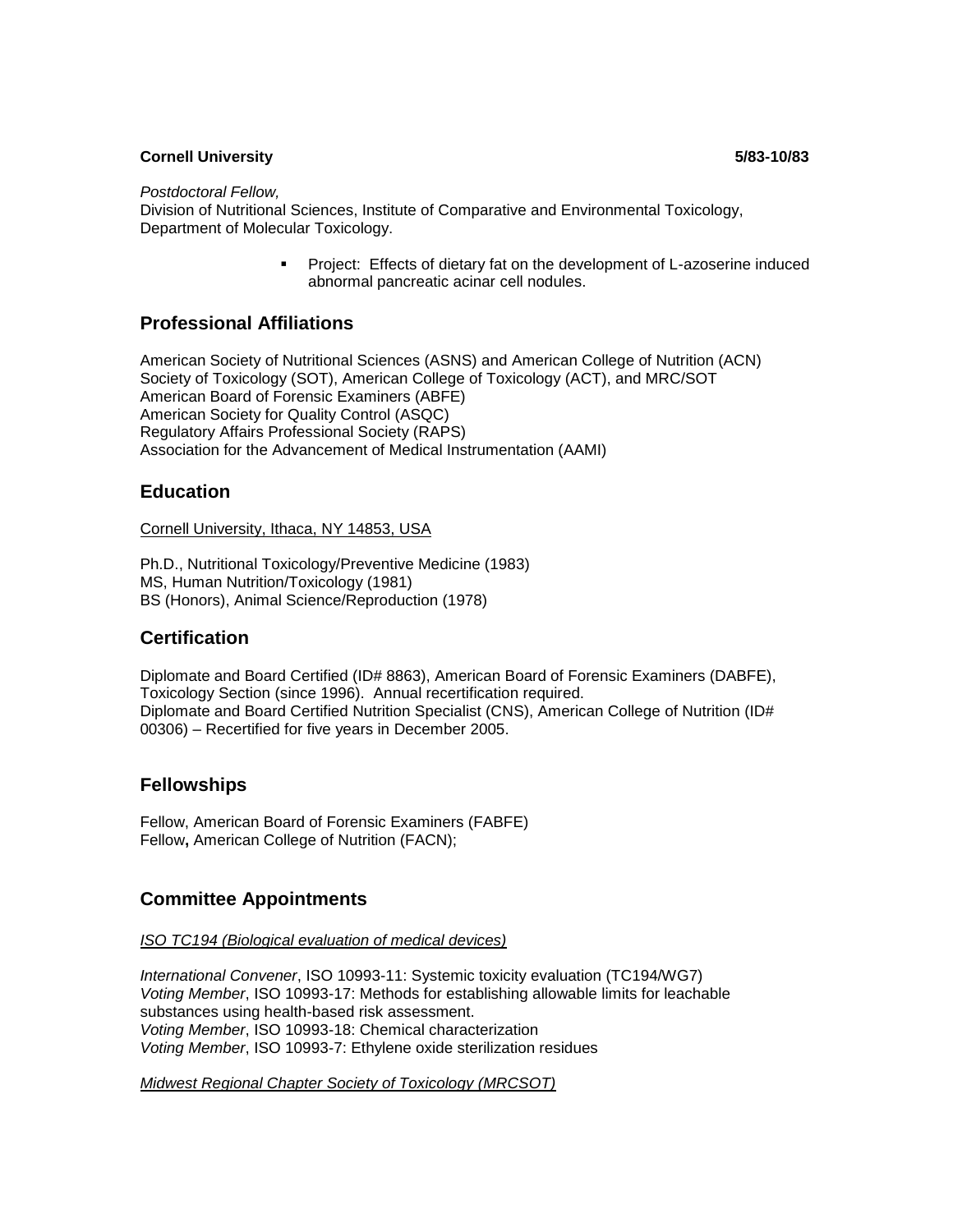**Cornell University** **5/83-10/83**

*Postdoctoral Fellow,*
Division of Nutritional Sciences, Institute of Comparative and Environmental Toxicology, Department of Molecular Toxicology.

- Project: Effects of dietary fat on the development of L-azoserine induced abnormal pancreatic acinar cell nodules.

## Professional Affiliations

American Society of Nutritional Sciences (ASNS) and American College of Nutrition (ACN)
Society of Toxicology (SOT), American College of Toxicology (ACT), and MRC/SOT
American Board of Forensic Examiners (ABFE)
American Society for Quality Control (ASQC)
Regulatory Affairs Professional Society (RAPS)
Association for the Advancement of Medical Instrumentation (AAMI)

## Education

Cornell University, Ithaca, NY 14853, USA

Ph.D., Nutritional Toxicology/Preventive Medicine (1983)
MS, Human Nutrition/Toxicology (1981)
BS (Honors), Animal Science/Reproduction (1978)

## Certification

Diplomate and Board Certified (ID# 8863), American Board of Forensic Examiners (DABFE), Toxicology Section (since 1996). Annual recertification required.
Diplomate and Board Certified Nutrition Specialist (CNS), American College of Nutrition (ID# 00306) – Recertified for five years in December 2005.

## Fellowships

Fellow, American Board of Forensic Examiners (FABFE)
Fellow**,** American College of Nutrition (FACN);

## Committee Appointments

*ISO TC194 (Biological evaluation of medical devices)*

*International Convener*, ISO 10993-11: Systemic toxicity evaluation (TC194/WG7)
*Voting Member*, ISO 10993-17: Methods for establishing allowable limits for leachable substances using health-based risk assessment.
*Voting Member*, ISO 10993-18: Chemical characterization
*Voting Member*, ISO 10993-7: Ethylene oxide sterilization residues

*Midwest Regional Chapter Society of Toxicology (MRCSOT)*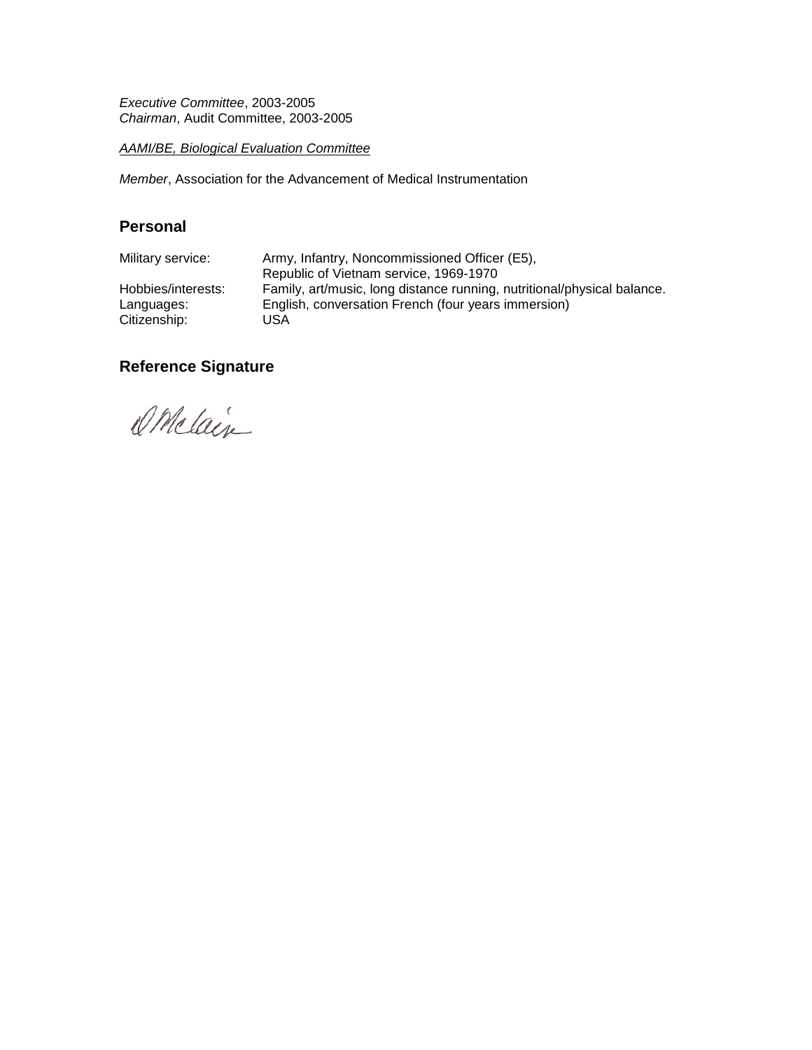*Executive Committee*, 2003-2005
*Chairman*, Audit Committee, 2003-2005

*AAMI/BE, Biological Evaluation Committee*

*Member*, Association for the Advancement of Medical Instrumentation

## Personal

| | |
|---|---|
| Military service: | Army, Infantry, Noncommissioned Officer (E5), Republic of Vietnam service, 1969-1970 |
| Hobbies/interests: | Family, art/music, long distance running, nutritional/physical balance. |
| Languages: | English, conversation French (four years immersion) |
| Citizenship: | USA |

## Reference Signature

DMclain